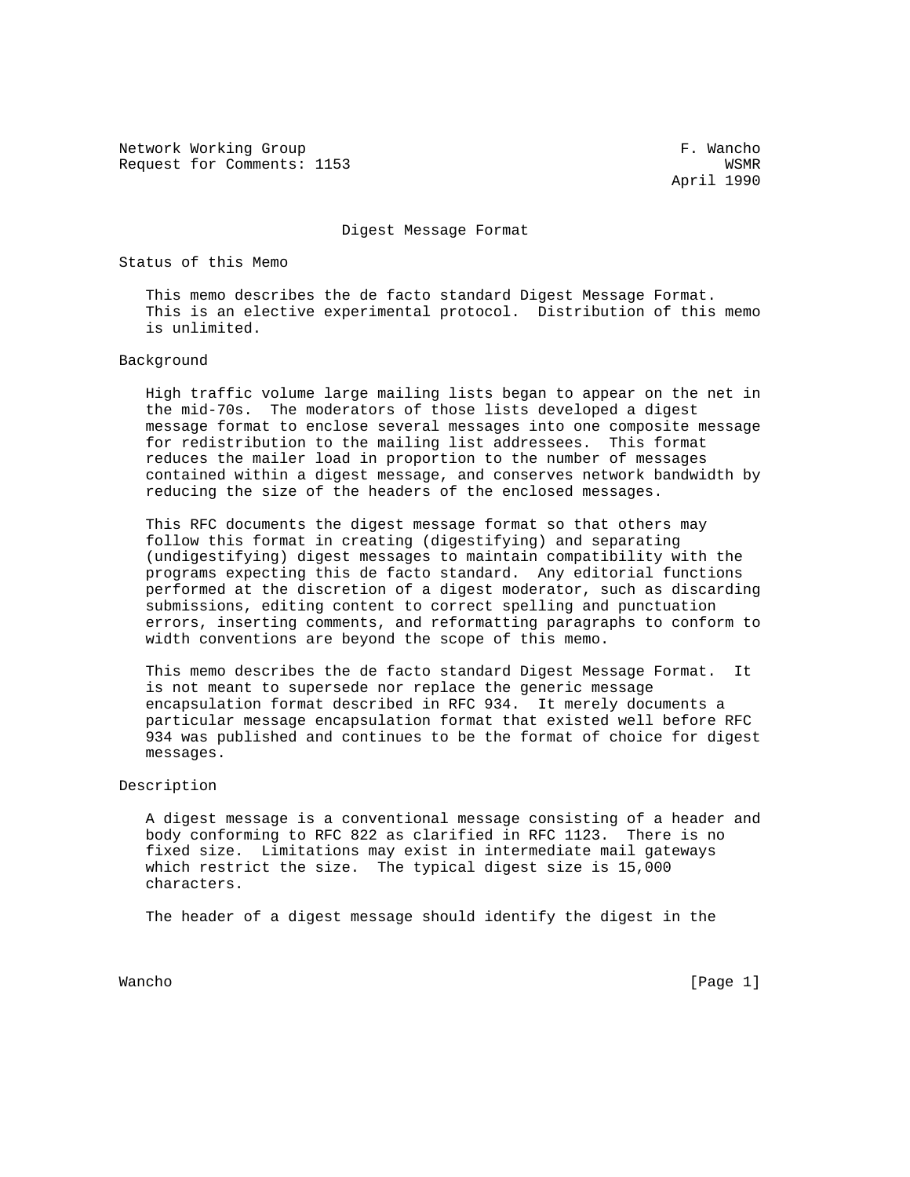Network Working Group                                          F. Wancho
Request for Comments: 1153                                          WSMR
                                                              April 1990

# Digest Message Format

## Status of this Memo

This memo describes the de facto standard Digest Message Format. This is an elective experimental protocol. Distribution of this memo is unlimited.

## Background

High traffic volume large mailing lists began to appear on the net in the mid-70s. The moderators of those lists developed a digest message format to enclose several messages into one composite message for redistribution to the mailing list addressees. This format reduces the mailer load in proportion to the number of messages contained within a digest message, and conserves network bandwidth by reducing the size of the headers of the enclosed messages.

This RFC documents the digest message format so that others may follow this format in creating (digestifying) and separating (undigestifying) digest messages to maintain compatibility with the programs expecting this de facto standard. Any editorial functions performed at the discretion of a digest moderator, such as discarding submissions, editing content to correct spelling and punctuation errors, inserting comments, and reformatting paragraphs to conform to width conventions are beyond the scope of this memo.

This memo describes the de facto standard Digest Message Format. It is not meant to supersede nor replace the generic message encapsulation format described in RFC 934. It merely documents a particular message encapsulation format that existed well before RFC 934 was published and continues to be the format of choice for digest messages.

## Description

A digest message is a conventional message consisting of a header and body conforming to RFC 822 as clarified in RFC 1123. There is no fixed size. Limitations may exist in intermediate mail gateways which restrict the size. The typical digest size is 15,000 characters.

The header of a digest message should identify the digest in the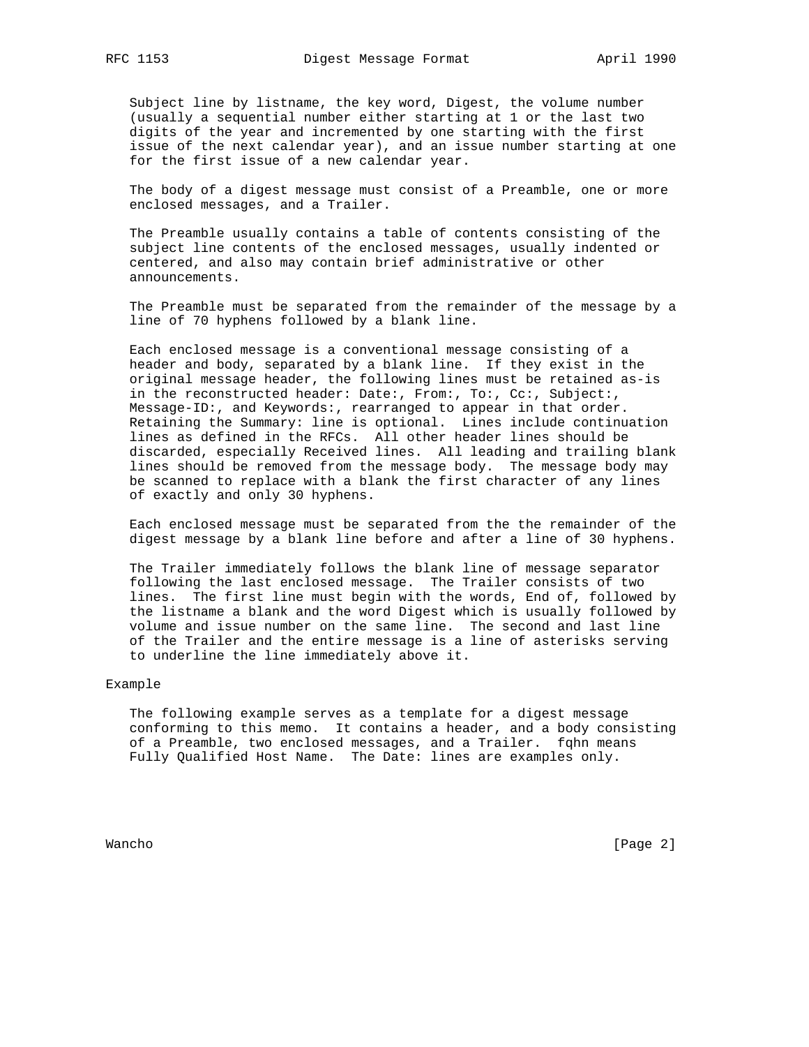Subject line by listname, the key word, Digest, the volume number (usually a sequential number either starting at 1 or the last two digits of the year and incremented by one starting with the first issue of the next calendar year), and an issue number starting at one for the first issue of a new calendar year.

The body of a digest message must consist of a Preamble, one or more enclosed messages, and a Trailer.

The Preamble usually contains a table of contents consisting of the subject line contents of the enclosed messages, usually indented or centered, and also may contain brief administrative or other announcements.

The Preamble must be separated from the remainder of the message by a line of 70 hyphens followed by a blank line.

Each enclosed message is a conventional message consisting of a header and body, separated by a blank line. If they exist in the original message header, the following lines must be retained as-is in the reconstructed header: Date:, From:, To:, Cc:, Subject:, Message-ID:, and Keywords:, rearranged to appear in that order. Retaining the Summary: line is optional. Lines include continuation lines as defined in the RFCs. All other header lines should be discarded, especially Received lines. All leading and trailing blank lines should be removed from the message body. The message body may be scanned to replace with a blank the first character of any lines of exactly and only 30 hyphens.

Each enclosed message must be separated from the the remainder of the digest message by a blank line before and after a line of 30 hyphens.

The Trailer immediately follows the blank line of message separator following the last enclosed message. The Trailer consists of two lines. The first line must begin with the words, End of, followed by the listname a blank and the word Digest which is usually followed by volume and issue number on the same line. The second and last line of the Trailer and the entire message is a line of asterisks serving to underline the line immediately above it.

## Example

The following example serves as a template for a digest message conforming to this memo. It contains a header, and a body consisting of a Preamble, two enclosed messages, and a Trailer. fqhn means Fully Qualified Host Name. The Date: lines are examples only.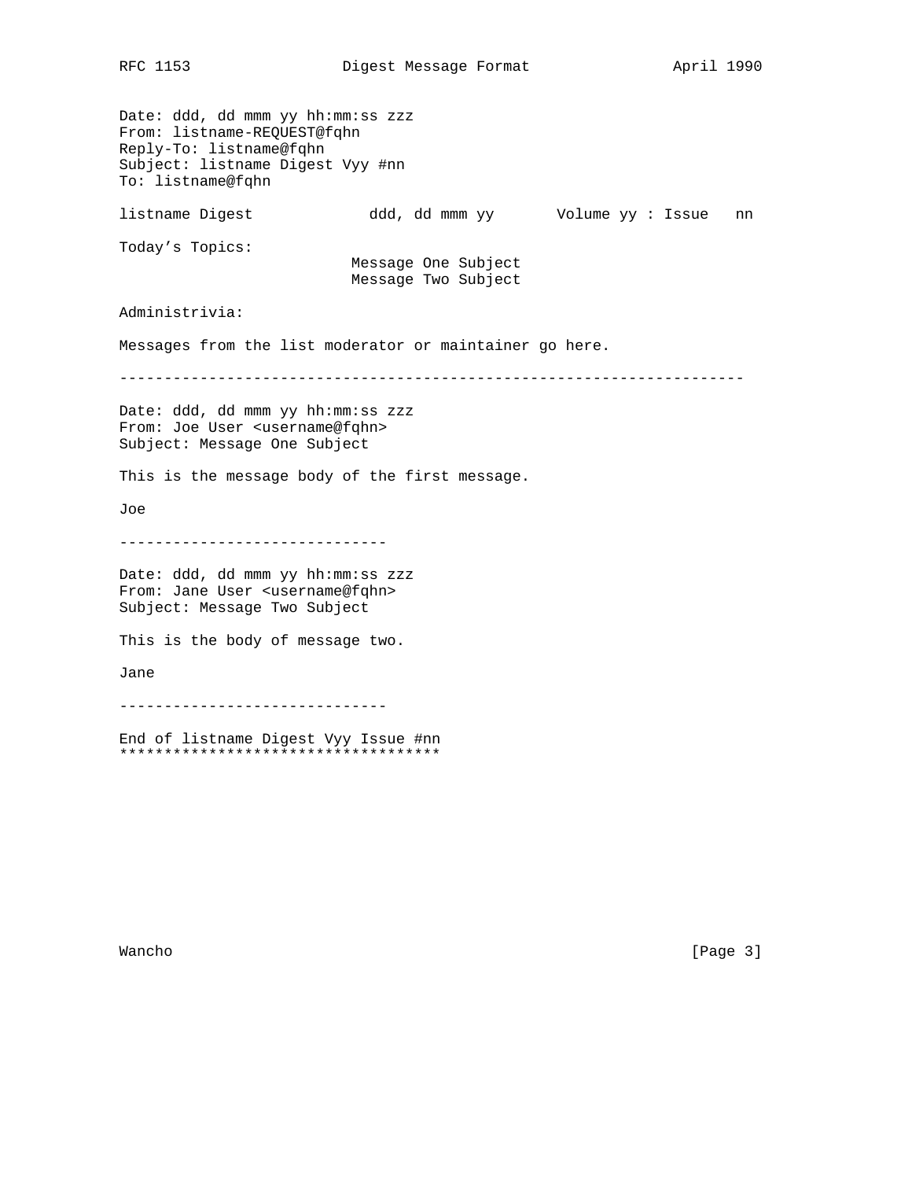```
Date: ddd, dd mmm yy hh:mm:ss zzz
From: listname-REQUEST@fqhn
Reply-To: listname@fqhn
Subject: listname Digest Vyy #nn
To: listname@fqhn

listname Digest             ddd, dd mmm yy       Volume yy : Issue   nn

Today's Topics:
                          Message One Subject
                          Message Two Subject

Administrivia:

Messages from the list moderator or maintainer go here.

----------------------------------------------------------------------

Date: ddd, dd mmm yy hh:mm:ss zzz
From: Joe User <username@fqhn>
Subject: Message One Subject

This is the message body of the first message.

Joe

------------------------------

Date: ddd, dd mmm yy hh:mm:ss zzz
From: Jane User <username@fqhn>
Subject: Message Two Subject

This is the body of message two.

Jane

------------------------------

End of listname Digest Vyy Issue #nn
************************************
```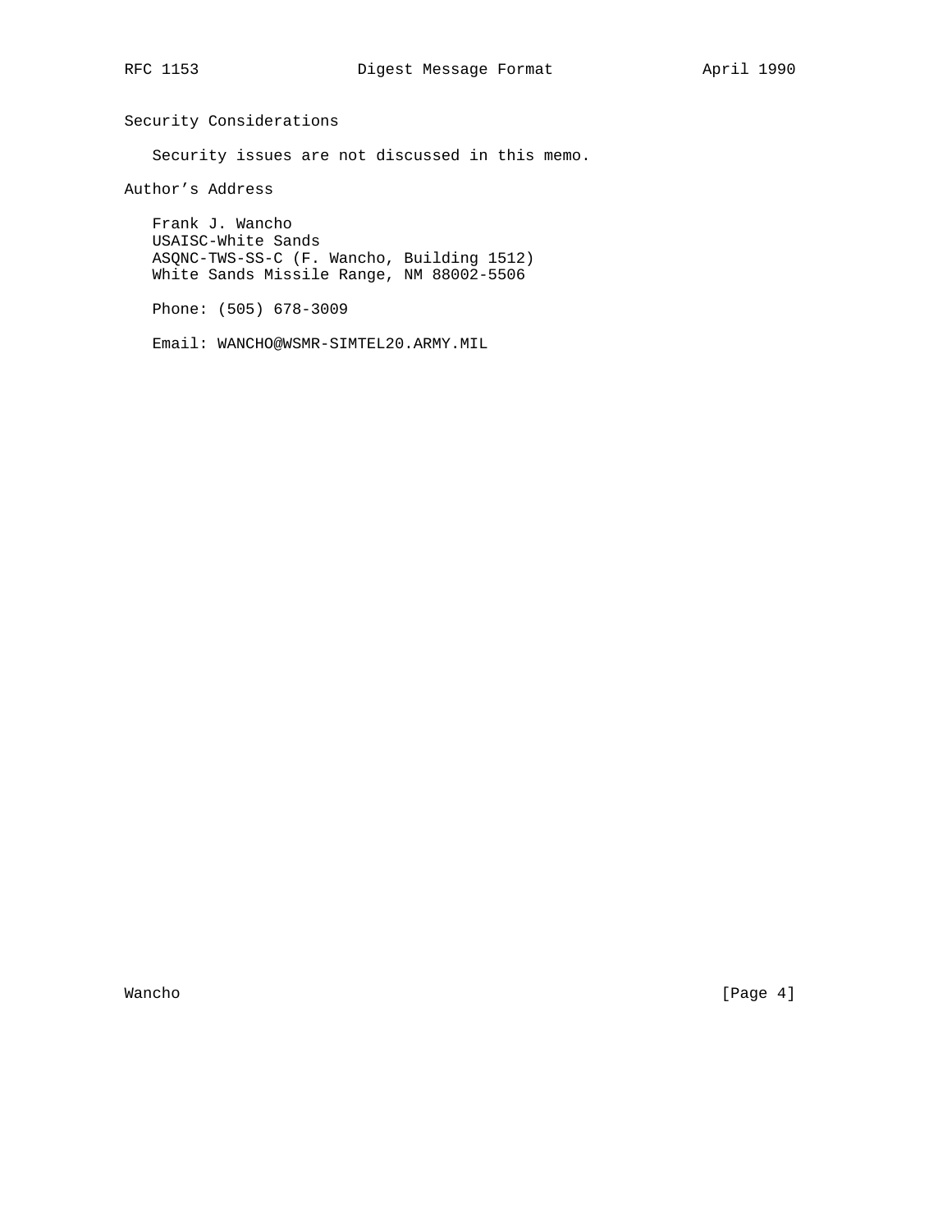## Security Considerations

Security issues are not discussed in this memo.

## Author's Address

Frank J. Wancho
USAISC-White Sands
ASQNC-TWS-SS-C (F. Wancho, Building 1512)
White Sands Missile Range, NM 88002-5506

Phone: (505) 678-3009

Email: WANCHO@WSMR-SIMTEL20.ARMY.MIL